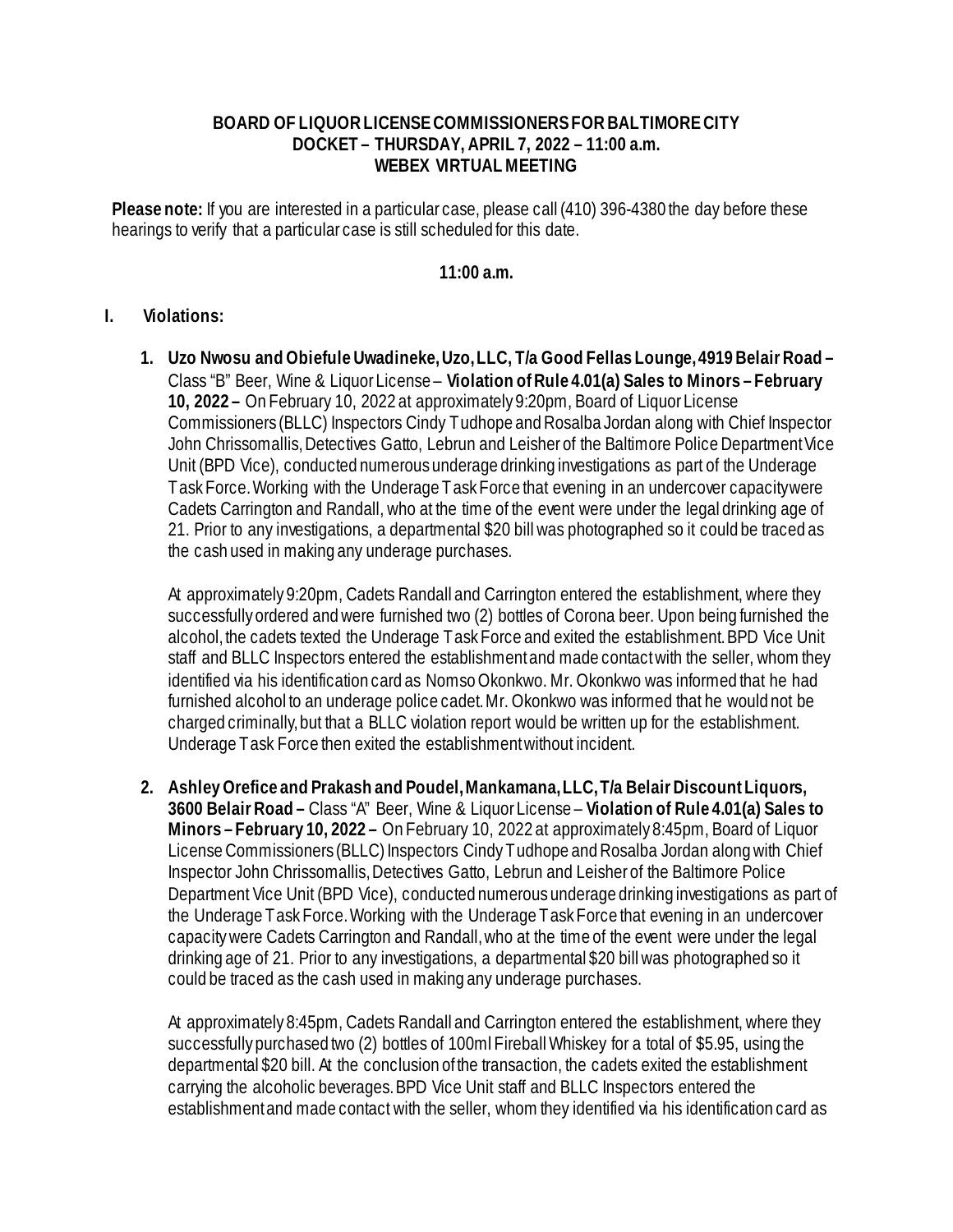**BOARD OF LIQUOR LICENSE COMMISSIONERS FOR BALTIMORE CITY**
**DOCKET – THURSDAY, APRIL 7, 2022 – 11:00 a.m.**
**WEBEX VIRTUAL MEETING**

**Please note:** If you are interested in a particular case, please call (410) 396-4380 the day before these hearings to verify that a particular case is still scheduled for this date.

**11:00 a.m.**

**I. Violations:**

1. **Uzo Nwosu and Obiefule Uwadineke, Uzo, LLC, T/a Good Fellas Lounge, 4919 Belair Road –** Class "B" Beer, Wine & Liquor License – **Violation of Rule 4.01(a) Sales to Minors – February 10, 2022 –** On February 10, 2022 at approximately 9:20pm, Board of Liquor License Commissioners (BLLC) Inspectors Cindy Tudhope and Rosalba Jordan along with Chief Inspector John Chrissomallis, Detectives Gatto, Lebrun and Leisher of the Baltimore Police Department Vice Unit (BPD Vice), conducted numerous underage drinking investigations as part of the Underage Task Force. Working with the Underage Task Force that evening in an undercover capacity were Cadets Carrington and Randall, who at the time of the event were under the legal drinking age of 21. Prior to any investigations, a departmental $20 bill was photographed so it could be traced as the cash used in making any underage purchases.

   At approximately 9:20pm, Cadets Randall and Carrington entered the establishment, where they successfully ordered and were furnished two (2) bottles of Corona beer. Upon being furnished the alcohol, the cadets texted the Underage Task Force and exited the establishment. BPD Vice Unit staff and BLLC Inspectors entered the establishment and made contact with the seller, whom they identified via his identification card as Nomso Okonkwo. Mr. Okonkwo was informed that he had furnished alcohol to an underage police cadet. Mr. Okonkwo was informed that he would not be charged criminally, but that a BLLC violation report would be written up for the establishment. Underage Task Force then exited the establishment without incident.

2. **Ashley Orefice and Prakash and Poudel, Mankamana, LLC, T/a Belair Discount Liquors, 3600 Belair Road –** Class "A" Beer, Wine & Liquor License – **Violation of Rule 4.01(a) Sales to Minors – February 10, 2022 –** On February 10, 2022 at approximately 8:45pm, Board of Liquor License Commissioners (BLLC) Inspectors Cindy Tudhope and Rosalba Jordan along with Chief Inspector John Chrissomallis, Detectives Gatto, Lebrun and Leisher of the Baltimore Police Department Vice Unit (BPD Vice), conducted numerous underage drinking investigations as part of the Underage Task Force. Working with the Underage Task Force that evening in an undercover capacity were Cadets Carrington and Randall, who at the time of the event were under the legal drinking age of 21. Prior to any investigations, a departmental $20 bill was photographed so it could be traced as the cash used in making any underage purchases.

   At approximately 8:45pm, Cadets Randall and Carrington entered the establishment, where they successfully purchased two (2) bottles of 100ml Fireball Whiskey for a total of $5.95, using the departmental $20 bill. At the conclusion of the transaction, the cadets exited the establishment carrying the alcoholic beverages. BPD Vice Unit staff and BLLC Inspectors entered the establishment and made contact with the seller, whom they identified via his identification card as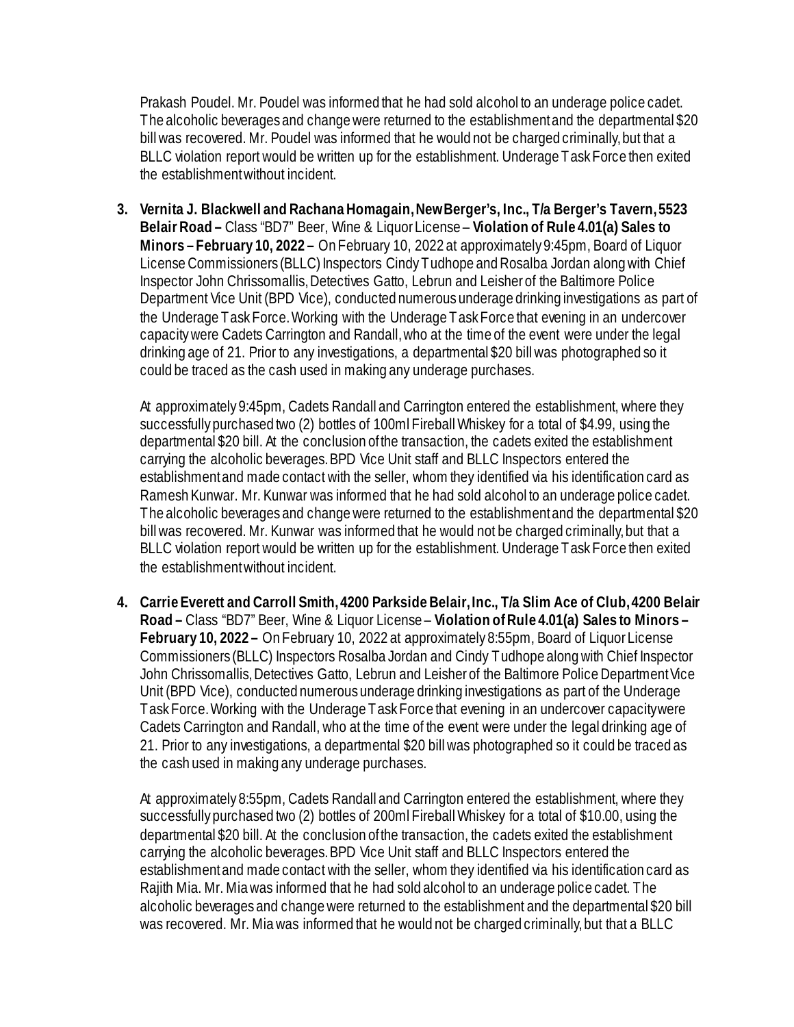Prakash Poudel. Mr. Poudel was informed that he had sold alcohol to an underage police cadet. The alcoholic beverages and change were returned to the establishment and the departmental $20 bill was recovered. Mr. Poudel was informed that he would not be charged criminally, but that a BLLC violation report would be written up for the establishment. Underage Task Force then exited the establishment without incident.

3. **Vernita J. Blackwell and Rachana Homagain, New Berger's, Inc., T/a Berger's Tavern, 5523 Belair Road –** Class "BD7" Beer, Wine & Liquor License – **Violation of Rule 4.01(a) Sales to Minors – February 10, 2022 –** On February 10, 2022 at approximately 9:45pm, Board of Liquor License Commissioners (BLLC) Inspectors Cindy Tudhope and Rosalba Jordan along with Chief Inspector John Chrissomallis, Detectives Gatto, Lebrun and Leisher of the Baltimore Police Department Vice Unit (BPD Vice), conducted numerous underage drinking investigations as part of the Underage Task Force. Working with the Underage Task Force that evening in an undercover capacity were Cadets Carrington and Randall, who at the time of the event were under the legal drinking age of 21. Prior to any investigations, a departmental $20 bill was photographed so it could be traced as the cash used in making any underage purchases.

   At approximately 9:45pm, Cadets Randall and Carrington entered the establishment, where they successfully purchased two (2) bottles of 100ml Fireball Whiskey for a total of $4.99, using the departmental $20 bill. At the conclusion of the transaction, the cadets exited the establishment carrying the alcoholic beverages. BPD Vice Unit staff and BLLC Inspectors entered the establishment and made contact with the seller, whom they identified via his identification card as Ramesh Kunwar. Mr. Kunwar was informed that he had sold alcohol to an underage police cadet. The alcoholic beverages and change were returned to the establishment and the departmental $20 bill was recovered. Mr. Kunwar was informed that he would not be charged criminally, but that a BLLC violation report would be written up for the establishment. Underage Task Force then exited the establishment without incident.

4. **Carrie Everett and Carroll Smith, 4200 Parkside Belair, Inc., T/a Slim Ace of Club, 4200 Belair Road –** Class "BD7" Beer, Wine & Liquor License – **Violation of Rule 4.01(a) Sales to Minors – February 10, 2022 –** On February 10, 2022 at approximately 8:55pm, Board of Liquor License Commissioners (BLLC) Inspectors Rosalba Jordan and Cindy Tudhope along with Chief Inspector John Chrissomallis, Detectives Gatto, Lebrun and Leisher of the Baltimore Police Department Vice Unit (BPD Vice), conducted numerous underage drinking investigations as part of the Underage Task Force. Working with the Underage Task Force that evening in an undercover capacity were Cadets Carrington and Randall, who at the time of the event were under the legal drinking age of 21. Prior to any investigations, a departmental $20 bill was photographed so it could be traced as the cash used in making any underage purchases.

   At approximately 8:55pm, Cadets Randall and Carrington entered the establishment, where they successfully purchased two (2) bottles of 200ml Fireball Whiskey for a total of $10.00, using the departmental $20 bill. At the conclusion of the transaction, the cadets exited the establishment carrying the alcoholic beverages. BPD Vice Unit staff and BLLC Inspectors entered the establishment and made contact with the seller, whom they identified via his identification card as Rajith Mia. Mr. Mia was informed that he had sold alcohol to an underage police cadet. The alcoholic beverages and change were returned to the establishment and the departmental $20 bill was recovered. Mr. Mia was informed that he would not be charged criminally, but that a BLLC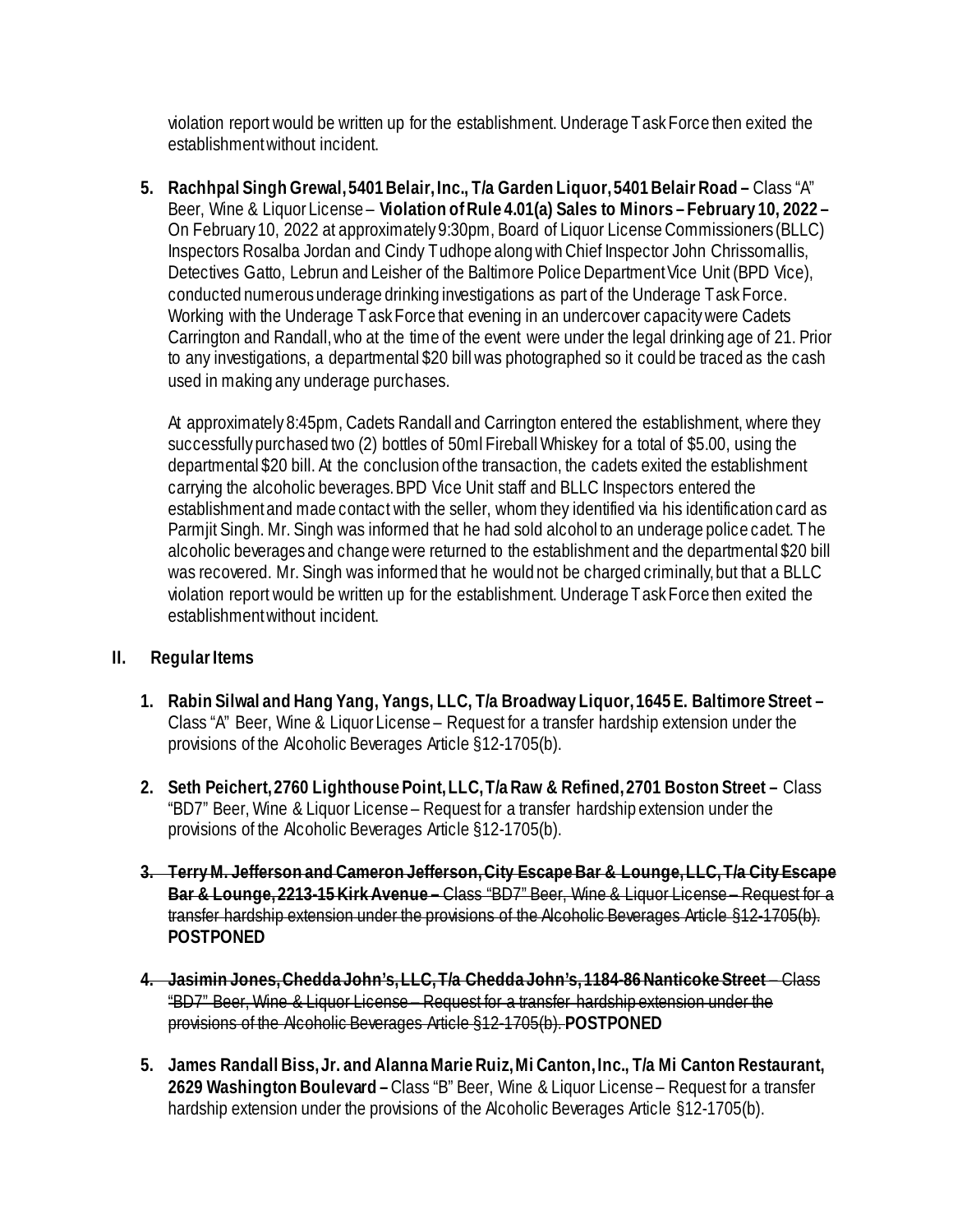violation report would be written up for the establishment. Underage Task Force then exited the establishment without incident.

5. **Rachhpal Singh Grewal, 5401 Belair, Inc., T/a Garden Liquor, 5401 Belair Road –** Class "A" Beer, Wine & Liquor License – **Violation of Rule 4.01(a) Sales to Minors – February 10, 2022 –** On February 10, 2022 at approximately 9:30pm, Board of Liquor License Commissioners (BLLC) Inspectors Rosalba Jordan and Cindy Tudhope along with Chief Inspector John Chrissomallis, Detectives Gatto, Lebrun and Leisher of the Baltimore Police Department Vice Unit (BPD Vice), conducted numerous underage drinking investigations as part of the Underage Task Force. Working with the Underage Task Force that evening in an undercover capacity were Cadets Carrington and Randall, who at the time of the event were under the legal drinking age of 21. Prior to any investigations, a departmental $20 bill was photographed so it could be traced as the cash used in making any underage purchases.

   At approximately 8:45pm, Cadets Randall and Carrington entered the establishment, where they successfully purchased two (2) bottles of 50ml Fireball Whiskey for a total of $5.00, using the departmental $20 bill. At the conclusion of the transaction, the cadets exited the establishment carrying the alcoholic beverages. BPD Vice Unit staff and BLLC Inspectors entered the establishment and made contact with the seller, whom they identified via his identification card as Parmjit Singh. Mr. Singh was informed that he had sold alcohol to an underage police cadet. The alcoholic beverages and change were returned to the establishment and the departmental $20 bill was recovered. Mr. Singh was informed that he would not be charged criminally, but that a BLLC violation report would be written up for the establishment. Underage Task Force then exited the establishment without incident.

## II. Regular Items

1. **Rabin Silwal and Hang Yang, Yangs, LLC, T/a Broadway Liquor, 1645 E. Baltimore Street –** Class "A" Beer, Wine & Liquor License – Request for a transfer hardship extension under the provisions of the Alcoholic Beverages Article §12-1705(b).

2. **Seth Peichert, 2760 Lighthouse Point, LLC, T/a Raw & Refined, 2701 Boston Street –** Class "BD7" Beer, Wine & Liquor License – Request for a transfer hardship extension under the provisions of the Alcoholic Beverages Article §12-1705(b).

3. ~~**Terry M. Jefferson and Cameron Jefferson, City Escape Bar & Lounge, LLC, T/a City Escape Bar & Lounge, 2213-15 Kirk Avenue –** Class "BD7" Beer, Wine & Liquor License – Request for a transfer hardship extension under the provisions of the Alcoholic Beverages Article §12-1705(b).~~ **POSTPONED**

4. ~~**Jasimin Jones, Chedda John's, LLC, T/a Chedda John's, 1184-86 Nanticoke Street** – Class "BD7" Beer, Wine & Liquor License – Request for a transfer hardship extension under the provisions of the Alcoholic Beverages Article §12-1705(b).~~ **POSTPONED**

5. **James Randall Biss, Jr. and Alanna Marie Ruiz, Mi Canton, Inc., T/a Mi Canton Restaurant, 2629 Washington Boulevard –** Class "B" Beer, Wine & Liquor License – Request for a transfer hardship extension under the provisions of the Alcoholic Beverages Article §12-1705(b).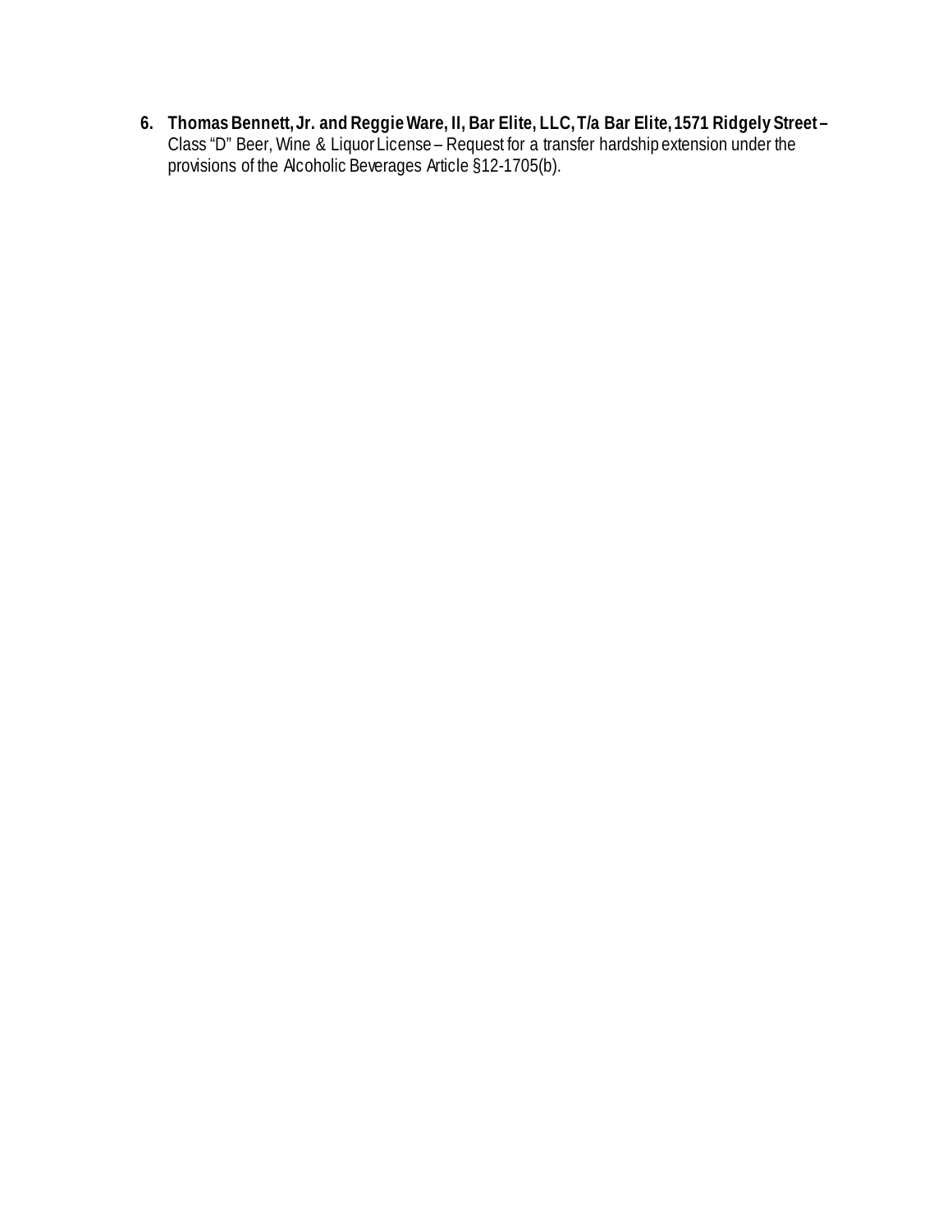6. **Thomas Bennett, Jr. and Reggie Ware, II, Bar Elite, LLC, T/a Bar Elite, 1571 Ridgely Street –** Class "D" Beer, Wine & Liquor License – Request for a transfer hardship extension under the provisions of the Alcoholic Beverages Article §12-1705(b).